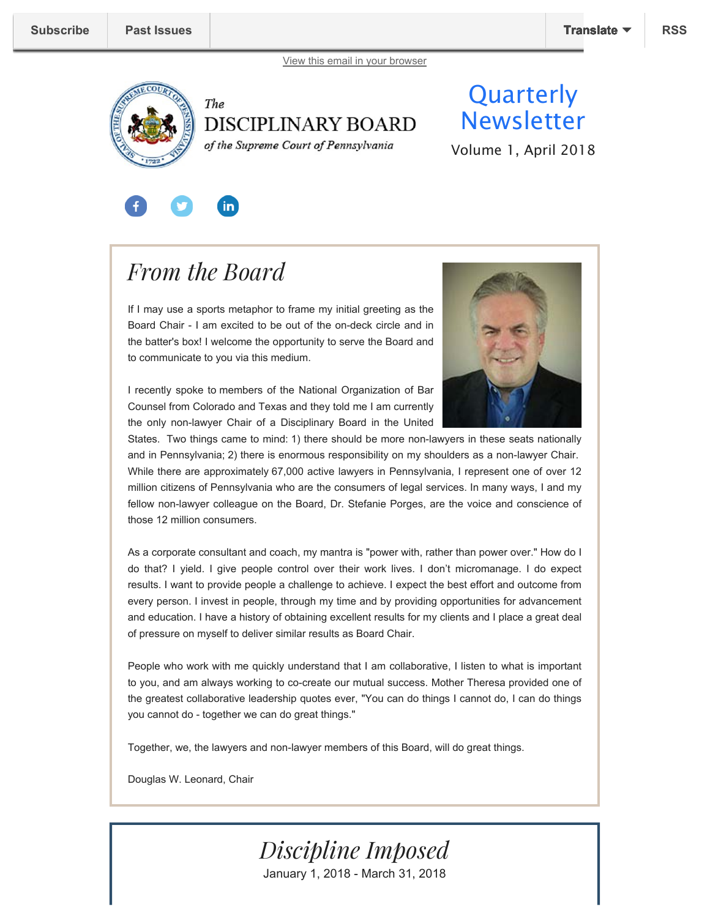Subscribe | Past Issues | Translate | RSS

View this email in your browser

The
DISCIPLINARY BOARD
*of the Supreme Court of Pennsylvania*

# Quarterly Newsletter

Volume 1, April 2018

## *From the Board*

If I may use a sports metaphor to frame my initial greeting as the Board Chair - I am excited to be out of the on-deck circle and in the batter's box! I welcome the opportunity to serve the Board and to communicate to you via this medium.

I recently spoke to members of the National Organization of Bar Counsel from Colorado and Texas and they told me I am currently the only non-lawyer Chair of a Disciplinary Board in the United States. Two things came to mind: 1) there should be more non-lawyers in these seats nationally and in Pennsylvania; 2) there is enormous responsibility on my shoulders as a non-lawyer Chair. While there are approximately 67,000 active lawyers in Pennsylvania, I represent one of over 12 million citizens of Pennsylvania who are the consumers of legal services. In many ways, I and my fellow non-lawyer colleague on the Board, Dr. Stefanie Porges, are the voice and conscience of those 12 million consumers.

As a corporate consultant and coach, my mantra is "power with, rather than power over." How do I do that? I yield. I give people control over their work lives. I don't micromanage. I do expect results. I want to provide people a challenge to achieve. I expect the best effort and outcome from every person. I invest in people, through my time and by providing opportunities for advancement and education. I have a history of obtaining excellent results for my clients and I place a great deal of pressure on myself to deliver similar results as Board Chair.

People who work with me quickly understand that I am collaborative, I listen to what is important to you, and am always working to co-create our mutual success. Mother Theresa provided one of the greatest collaborative leadership quotes ever, "You can do things I cannot do, I can do things you cannot do - together we can do great things."

Together, we, the lawyers and non-lawyer members of this Board, will do great things.

Douglas W. Leonard, Chair

## *Discipline Imposed*

January 1, 2018 - March 31, 2018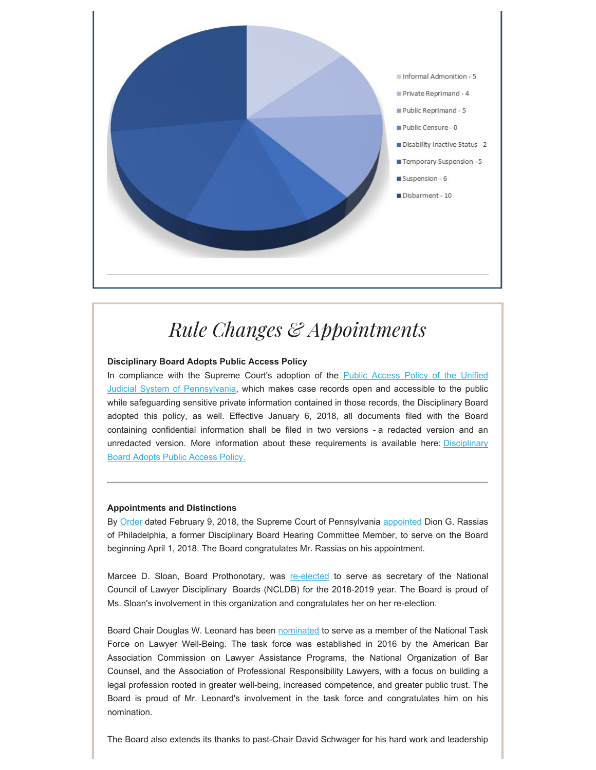- Informal Admonition - 5
- Private Reprimand - 4
- Public Reprimand - 5
- Public Censure - 0
- Disability Inactive Status - 2
- Temporary Suspension - 5
- Suspension - 6
- Disbarment - 10

---

# *Rule Changes & Appointments*

**Disciplinary Board Adopts Public Access Policy**

In compliance with the Supreme Court's adoption of the Public Access Policy of the Unified Judicial System of Pennsylvania, which makes case records open and accessible to the public while safeguarding sensitive private information contained in those records, the Disciplinary Board adopted this policy, as well. Effective January 6, 2018, all documents filed with the Board containing confidential information shall be filed in two versions - a redacted version and an unredacted version. More information about these requirements is available here: Disciplinary Board Adopts Public Access Policy.

---

**Appointments and Distinctions**

By Order dated February 9, 2018, the Supreme Court of Pennsylvania appointed Dion G. Rassias of Philadelphia, a former Disciplinary Board Hearing Committee Member, to serve on the Board beginning April 1, 2018. The Board congratulates Mr. Rassias on his appointment.

Marcee D. Sloan, Board Prothonotary, was re-elected to serve as secretary of the National Council of Lawyer Disciplinary Boards (NCLDB) for the 2018-2019 year. The Board is proud of Ms. Sloan's involvement in this organization and congratulates her on her re-election.

Board Chair Douglas W. Leonard has been nominated to serve as a member of the National Task Force on Lawyer Well-Being. The task force was established in 2016 by the American Bar Association Commission on Lawyer Assistance Programs, the National Organization of Bar Counsel, and the Association of Professional Responsibility Lawyers, with a focus on building a legal profession rooted in greater well-being, increased competence, and greater public trust. The Board is proud of Mr. Leonard's involvement in the task force and congratulates him on his nomination.

The Board also extends its thanks to past-Chair David Schwager for his hard work and leadership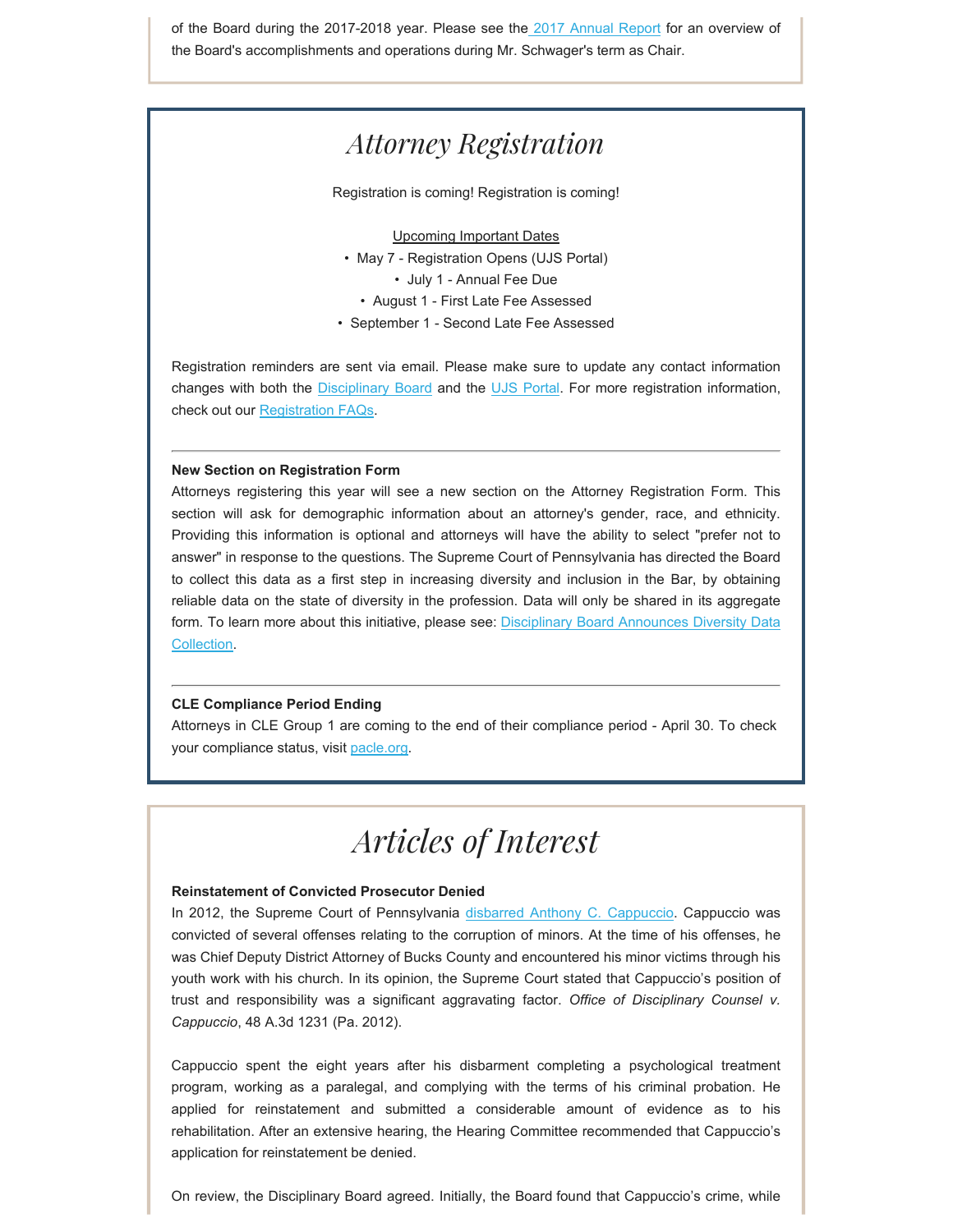of the Board during the 2017-2018 year. Please see the 2017 Annual Report for an overview of the Board's accomplishments and operations during Mr. Schwager's term as Chair.

# Attorney Registration

Registration is coming! Registration is coming!

Upcoming Important Dates

- May 7 - Registration Opens (UJS Portal)
- July 1 - Annual Fee Due
- August 1 - First Late Fee Assessed
- September 1 - Second Late Fee Assessed

Registration reminders are sent via email. Please make sure to update any contact information changes with both the Disciplinary Board and the UJS Portal. For more registration information, check out our Registration FAQs.

---

**New Section on Registration Form**

Attorneys registering this year will see a new section on the Attorney Registration Form. This section will ask for demographic information about an attorney's gender, race, and ethnicity. Providing this information is optional and attorneys will have the ability to select "prefer not to answer" in response to the questions. The Supreme Court of Pennsylvania has directed the Board to collect this data as a first step in increasing diversity and inclusion in the Bar, by obtaining reliable data on the state of diversity in the profession. Data will only be shared in its aggregate form. To learn more about this initiative, please see: Disciplinary Board Announces Diversity Data Collection.

---

**CLE Compliance Period Ending**

Attorneys in CLE Group 1 are coming to the end of their compliance period - April 30. To check your compliance status, visit pacle.org.

# Articles of Interest

**Reinstatement of Convicted Prosecutor Denied**

In 2012, the Supreme Court of Pennsylvania disbarred Anthony C. Cappuccio. Cappuccio was convicted of several offenses relating to the corruption of minors. At the time of his offenses, he was Chief Deputy District Attorney of Bucks County and encountered his minor victims through his youth work with his church. In its opinion, the Supreme Court stated that Cappuccio's position of trust and responsibility was a significant aggravating factor. *Office of Disciplinary Counsel v. Cappuccio*, 48 A.3d 1231 (Pa. 2012).

Cappuccio spent the eight years after his disbarment completing a psychological treatment program, working as a paralegal, and complying with the terms of his criminal probation. He applied for reinstatement and submitted a considerable amount of evidence as to his rehabilitation. After an extensive hearing, the Hearing Committee recommended that Cappuccio's application for reinstatement be denied.

On review, the Disciplinary Board agreed. Initially, the Board found that Cappuccio's crime, while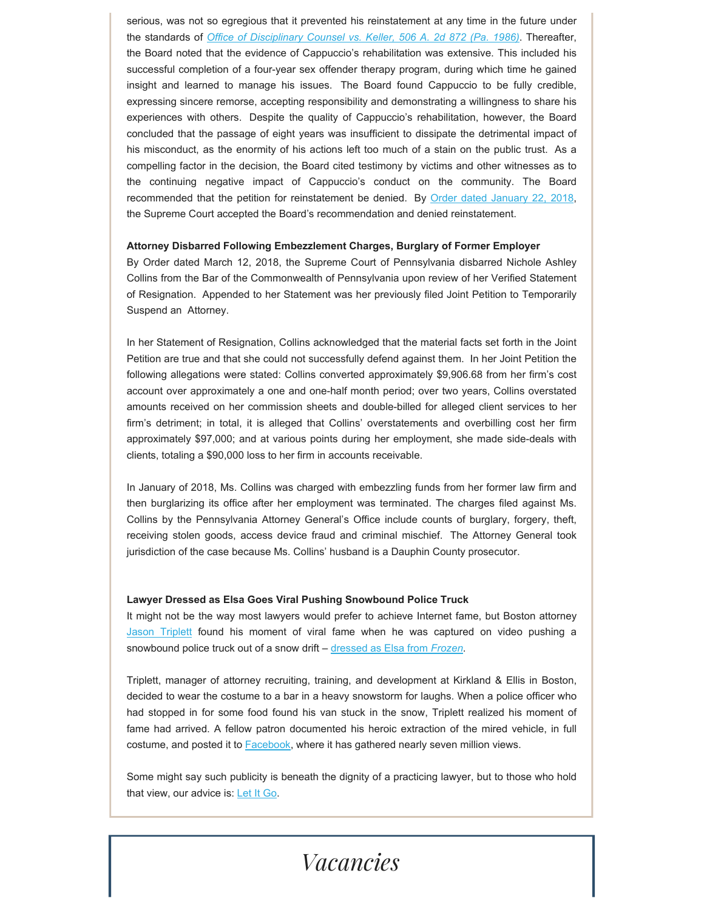serious, was not so egregious that it prevented his reinstatement at any time in the future under the standards of *Office of Disciplinary Counsel vs. Keller, 506 A. 2d 872 (Pa. 1986)*. Thereafter, the Board noted that the evidence of Cappuccio's rehabilitation was extensive. This included his successful completion of a four-year sex offender therapy program, during which time he gained insight and learned to manage his issues. The Board found Cappuccio to be fully credible, expressing sincere remorse, accepting responsibility and demonstrating a willingness to share his experiences with others. Despite the quality of Cappuccio's rehabilitation, however, the Board concluded that the passage of eight years was insufficient to dissipate the detrimental impact of his misconduct, as the enormity of his actions left too much of a stain on the public trust. As a compelling factor in the decision, the Board cited testimony by victims and other witnesses as to the continuing negative impact of Cappuccio's conduct on the community. The Board recommended that the petition for reinstatement be denied. By Order dated January 22, 2018, the Supreme Court accepted the Board's recommendation and denied reinstatement.

**Attorney Disbarred Following Embezzlement Charges, Burglary of Former Employer**

By Order dated March 12, 2018, the Supreme Court of Pennsylvania disbarred Nichole Ashley Collins from the Bar of the Commonwealth of Pennsylvania upon review of her Verified Statement of Resignation. Appended to her Statement was her previously filed Joint Petition to Temporarily Suspend an Attorney.

In her Statement of Resignation, Collins acknowledged that the material facts set forth in the Joint Petition are true and that she could not successfully defend against them. In her Joint Petition the following allegations were stated: Collins converted approximately $9,906.68 from her firm's cost account over approximately a one and one-half month period; over two years, Collins overstated amounts received on her commission sheets and double-billed for alleged client services to her firm's detriment; in total, it is alleged that Collins' overstatements and overbilling cost her firm approximately $97,000; and at various points during her employment, she made side-deals with clients, totaling a $90,000 loss to her firm in accounts receivable.

In January of 2018, Ms. Collins was charged with embezzling funds from her former law firm and then burglarizing its office after her employment was terminated. The charges filed against Ms. Collins by the Pennsylvania Attorney General's Office include counts of burglary, forgery, theft, receiving stolen goods, access device fraud and criminal mischief. The Attorney General took jurisdiction of the case because Ms. Collins' husband is a Dauphin County prosecutor.

**Lawyer Dressed as Elsa Goes Viral Pushing Snowbound Police Truck**

It might not be the way most lawyers would prefer to achieve Internet fame, but Boston attorney Jason Triplett found his moment of viral fame when he was captured on video pushing a snowbound police truck out of a snow drift – dressed as Elsa from *Frozen*.

Triplett, manager of attorney recruiting, training, and development at Kirkland & Ellis in Boston, decided to wear the costume to a bar in a heavy snowstorm for laughs. When a police officer who had stopped in for some food found his van stuck in the snow, Triplett realized his moment of fame had arrived. A fellow patron documented his heroic extraction of the mired vehicle, in full costume, and posted it to Facebook, where it has gathered nearly seven million views.

Some might say such publicity is beneath the dignity of a practicing lawyer, but to those who hold that view, our advice is: Let It Go.

# *Vacancies*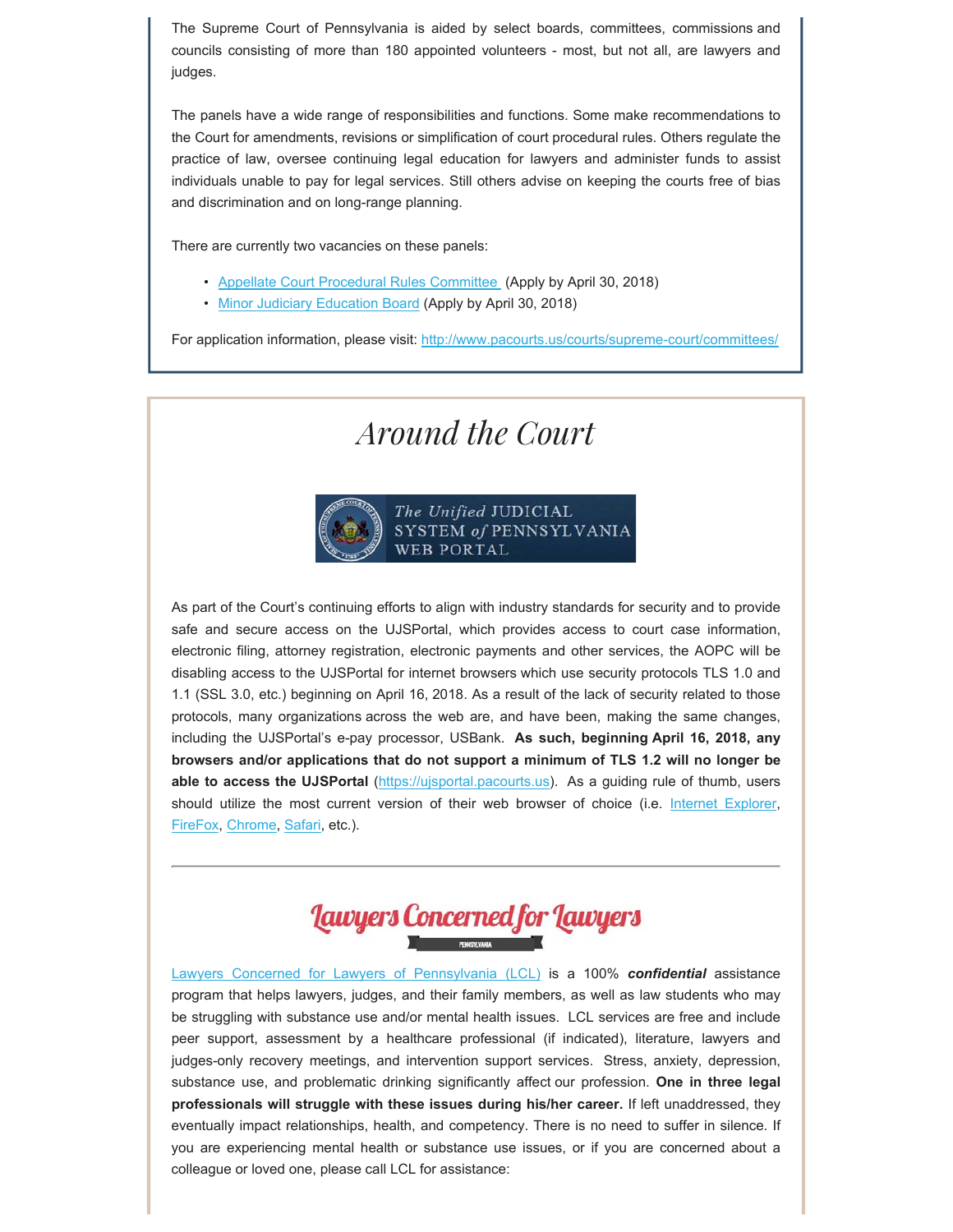The Supreme Court of Pennsylvania is aided by select boards, committees, commissions and councils consisting of more than 180 appointed volunteers - most, but not all, are lawyers and judges.

The panels have a wide range of responsibilities and functions. Some make recommendations to the Court for amendments, revisions or simplification of court procedural rules. Others regulate the practice of law, oversee continuing legal education for lawyers and administer funds to assist individuals unable to pay for legal services. Still others advise on keeping the courts free of bias and discrimination and on long-range planning.

There are currently two vacancies on these panels:

- Appellate Court Procedural Rules Committee (Apply by April 30, 2018)
- Minor Judiciary Education Board (Apply by April 30, 2018)

For application information, please visit: http://www.pacourts.us/courts/supreme-court/committees/

# *Around the Court*

The Unified JUDICIAL SYSTEM of PENNSYLVANIA WEB PORTAL

As part of the Court's continuing efforts to align with industry standards for security and to provide safe and secure access on the UJSPortal, which provides access to court case information, electronic filing, attorney registration, electronic payments and other services, the AOPC will be disabling access to the UJSPortal for internet browsers which use security protocols TLS 1.0 and 1.1 (SSL 3.0, etc.) beginning on April 16, 2018. As a result of the lack of security related to those protocols, many organizations across the web are, and have been, making the same changes, including the UJSPortal's e-pay processor, USBank. **As such, beginning April 16, 2018, any browsers and/or applications that do not support a minimum of TLS 1.2 will no longer be able to access the UJSPortal** (https://ujsportal.pacourts.us). As a guiding rule of thumb, users should utilize the most current version of their web browser of choice (i.e. Internet Explorer, FireFox, Chrome, Safari, etc.).

---

## Lawyers Concerned for Lawyers

PENNSYLVANIA

Lawyers Concerned for Lawyers of Pennsylvania (LCL) is a 100% ***confidential*** assistance program that helps lawyers, judges, and their family members, as well as law students who may be struggling with substance use and/or mental health issues. LCL services are free and include peer support, assessment by a healthcare professional (if indicated), literature, lawyers and judges-only recovery meetings, and intervention support services. Stress, anxiety, depression, substance use, and problematic drinking significantly affect our profession. **One in three legal professionals will struggle with these issues during his/her career.** If left unaddressed, they eventually impact relationships, health, and competency. There is no need to suffer in silence. If you are experiencing mental health or substance use issues, or if you are concerned about a colleague or loved one, please call LCL for assistance: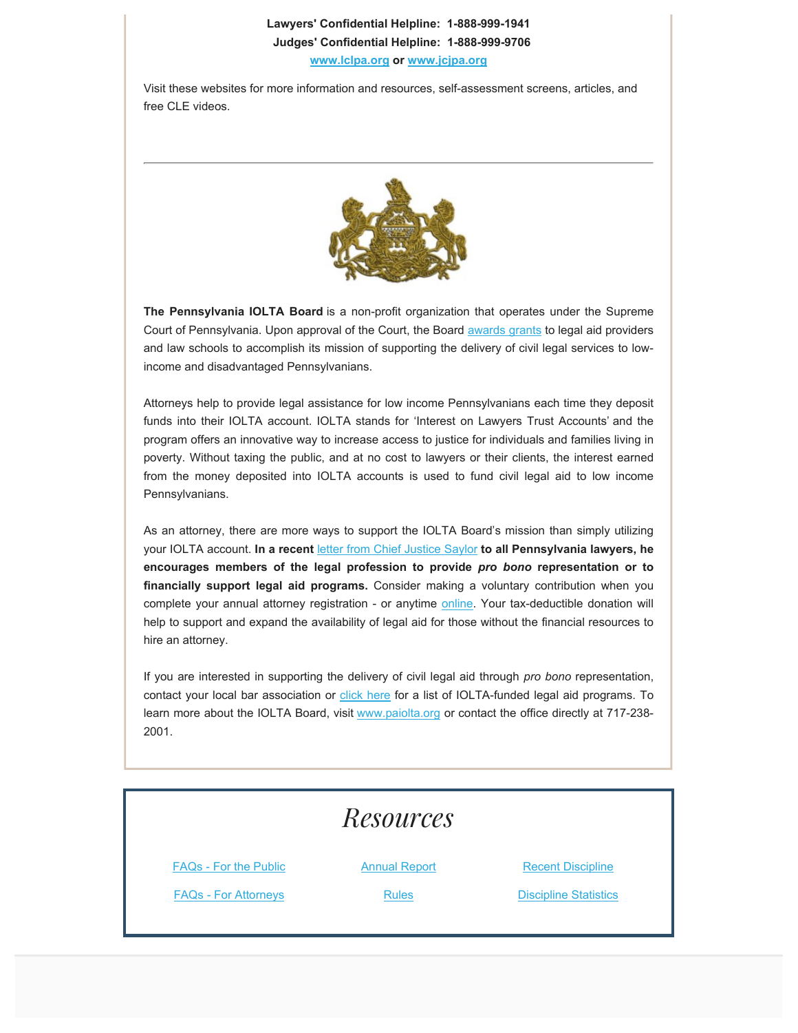**Lawyers' Confidential Helpline: 1-888-999-1941**

**Judges' Confidential Helpline: 1-888-999-9706**

**www.lclpa.org or www.jcjpa.org**

Visit these websites for more information and resources, self-assessment screens, articles, and free CLE videos.

---

**The Pennsylvania IOLTA Board** is a non-profit organization that operates under the Supreme Court of Pennsylvania. Upon approval of the Court, the Board awards grants to legal aid providers and law schools to accomplish its mission of supporting the delivery of civil legal services to low-income and disadvantaged Pennsylvanians.

Attorneys help to provide legal assistance for low income Pennsylvanians each time they deposit funds into their IOLTA account. IOLTA stands for 'Interest on Lawyers Trust Accounts' and the program offers an innovative way to increase access to justice for individuals and families living in poverty. Without taxing the public, and at no cost to lawyers or their clients, the interest earned from the money deposited into IOLTA accounts is used to fund civil legal aid to low income Pennsylvanians.

As an attorney, there are more ways to support the IOLTA Board's mission than simply utilizing your IOLTA account. **In a recent** letter from Chief Justice Saylor **to all Pennsylvania lawyers, he encourages members of the legal profession to provide *pro bono* representation or to financially support legal aid programs.** Consider making a voluntary contribution when you complete your annual attorney registration - or anytime online. Your tax-deductible donation will help to support and expand the availability of legal aid for those without the financial resources to hire an attorney.

If you are interested in supporting the delivery of civil legal aid through *pro bono* representation, contact your local bar association or click here for a list of IOLTA-funded legal aid programs. To learn more about the IOLTA Board, visit www.paiolta.org or contact the office directly at 717-238-2001.

# *Resources*

FAQs - For the Public

Annual Report

Recent Discipline

FAQs - For Attorneys

Rules

Discipline Statistics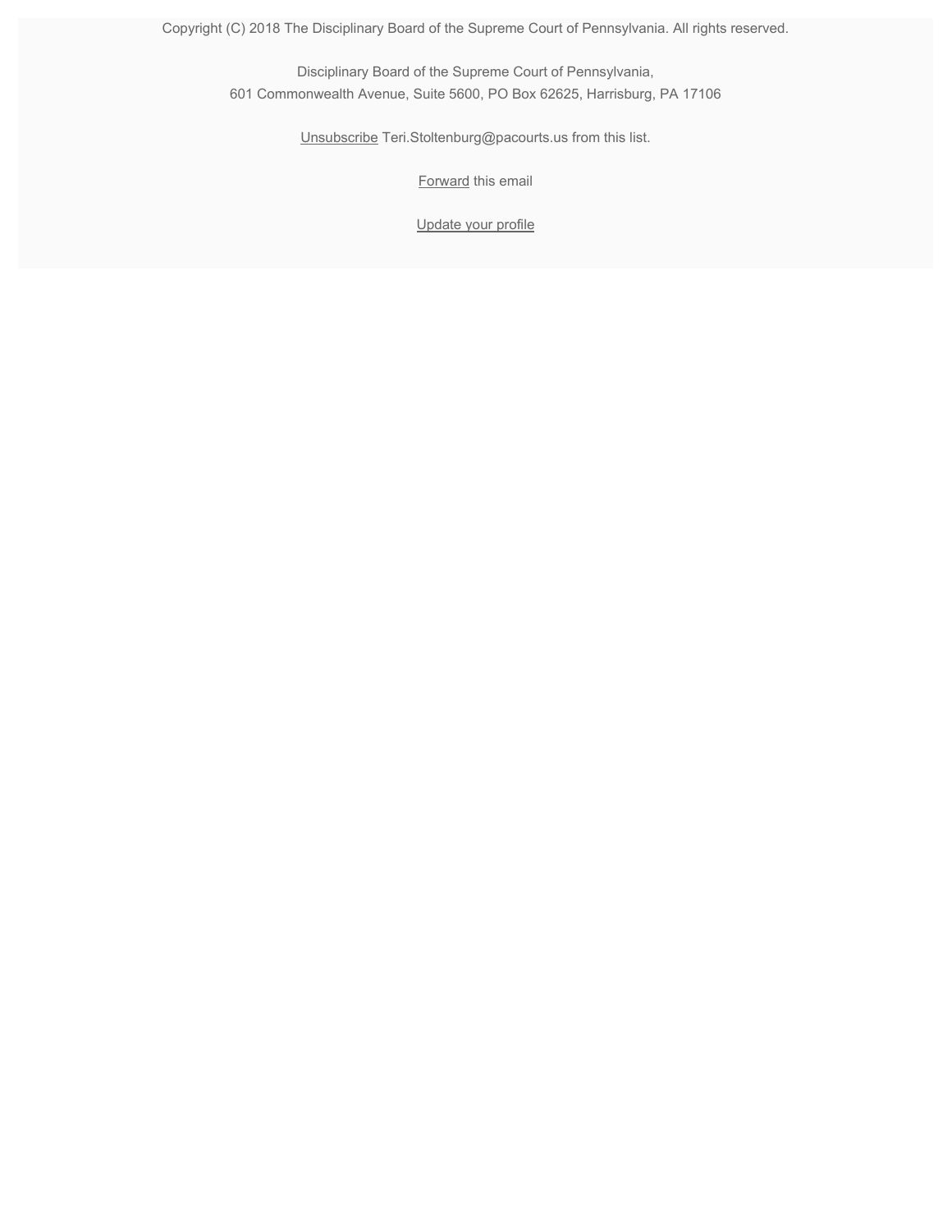Copyright (C) 2018 The Disciplinary Board of the Supreme Court of Pennsylvania. All rights reserved.

Disciplinary Board of the Supreme Court of Pennsylvania,
601 Commonwealth Avenue, Suite 5600, PO Box 62625, Harrisburg, PA 17106

Unsubscribe Teri.Stoltenburg@pacourts.us from this list.

Forward this email

Update your profile